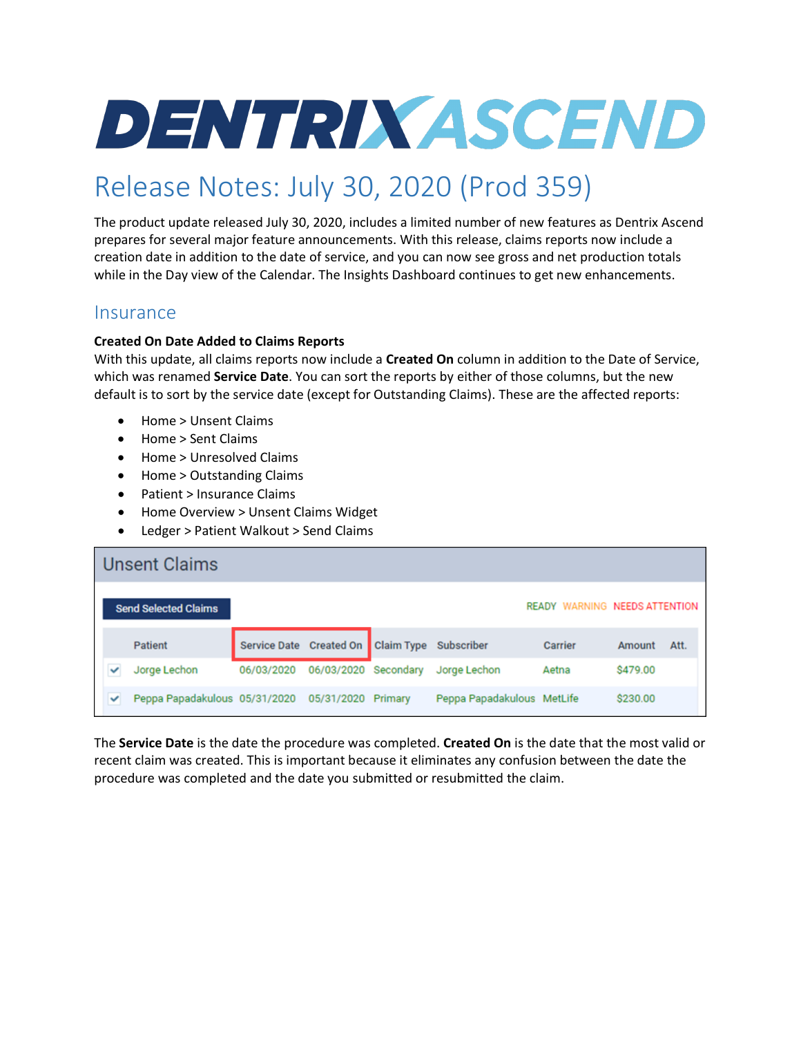# DENTRIX ASCEND

# Release Notes: July 30, 2020 (Prod 359)

The product update released July 30, 2020, includes a limited number of new features as Dentrix Ascend prepares for several major feature announcements. With this release, claims reports now include a creation date in addition to the date of service, and you can now see gross and net production totals while in the Day view of the Calendar. The Insights Dashboard continues to get new enhancements.

## Insurance

**Created On Date Added to Claims Reports**

With this update, all claims reports now include a **Created On** column in addition to the Date of Service, which was renamed **Service Date**. You can sort the reports by either of those columns, but the new default is to sort by the service date (except for Outstanding Claims). These are the affected reports:

- Home > Unsent Claims
- Home > Sent Claims
- Home > Unresolved Claims
- Home > Outstanding Claims
- Patient > Insurance Claims
- Home Overview > Unsent Claims Widget
- Ledger > Patient Walkout > Send Claims

**Unsent Claims**

Send Selected Claims — READY WARNING NEEDS ATTENTION

| | Patient | Service Date | Created On | Claim Type | Subscriber | Carrier | Amount | Att. |
|---|---|---|---|---|---|---|---|---|
| ✓ | Jorge Lechon | 06/03/2020 | 06/03/2020 | Secondary | Jorge Lechon | Aetna | $479.00 | |
| ✓ | Peppa Papadakulous | 05/31/2020 | 05/31/2020 | Primary | Peppa Papadakulous | MetLife | $230.00 | |

The **Service Date** is the date the procedure was completed. **Created On** is the date that the most valid or recent claim was created. This is important because it eliminates any confusion between the date the procedure was completed and the date you submitted or resubmitted the claim.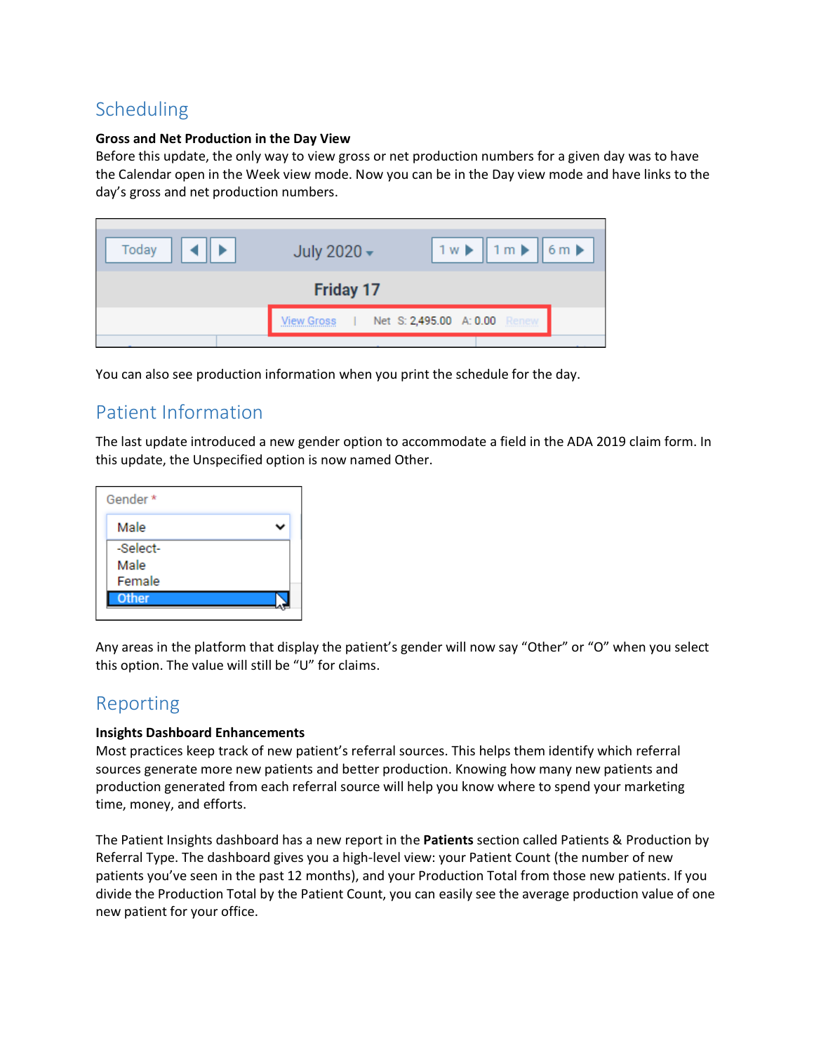## Scheduling

**Gross and Net Production in the Day View**

Before this update, the only way to view gross or net production numbers for a given day was to have the Calendar open in the Week view mode. Now you can be in the Day view mode and have links to the day's gross and net production numbers.

You can also see production information when you print the schedule for the day.

## Patient Information

The last update introduced a new gender option to accommodate a field in the ADA 2019 claim form. In this update, the Unspecified option is now named Other.

Any areas in the platform that display the patient's gender will now say "Other" or "O" when you select this option. The value will still be "U" for claims.

## Reporting

**Insights Dashboard Enhancements**

Most practices keep track of new patient's referral sources. This helps them identify which referral sources generate more new patients and better production. Knowing how many new patients and production generated from each referral source will help you know where to spend your marketing time, money, and efforts.

The Patient Insights dashboard has a new report in the **Patients** section called Patients & Production by Referral Type. The dashboard gives you a high-level view: your Patient Count (the number of new patients you've seen in the past 12 months), and your Production Total from those new patients. If you divide the Production Total by the Patient Count, you can easily see the average production value of one new patient for your office.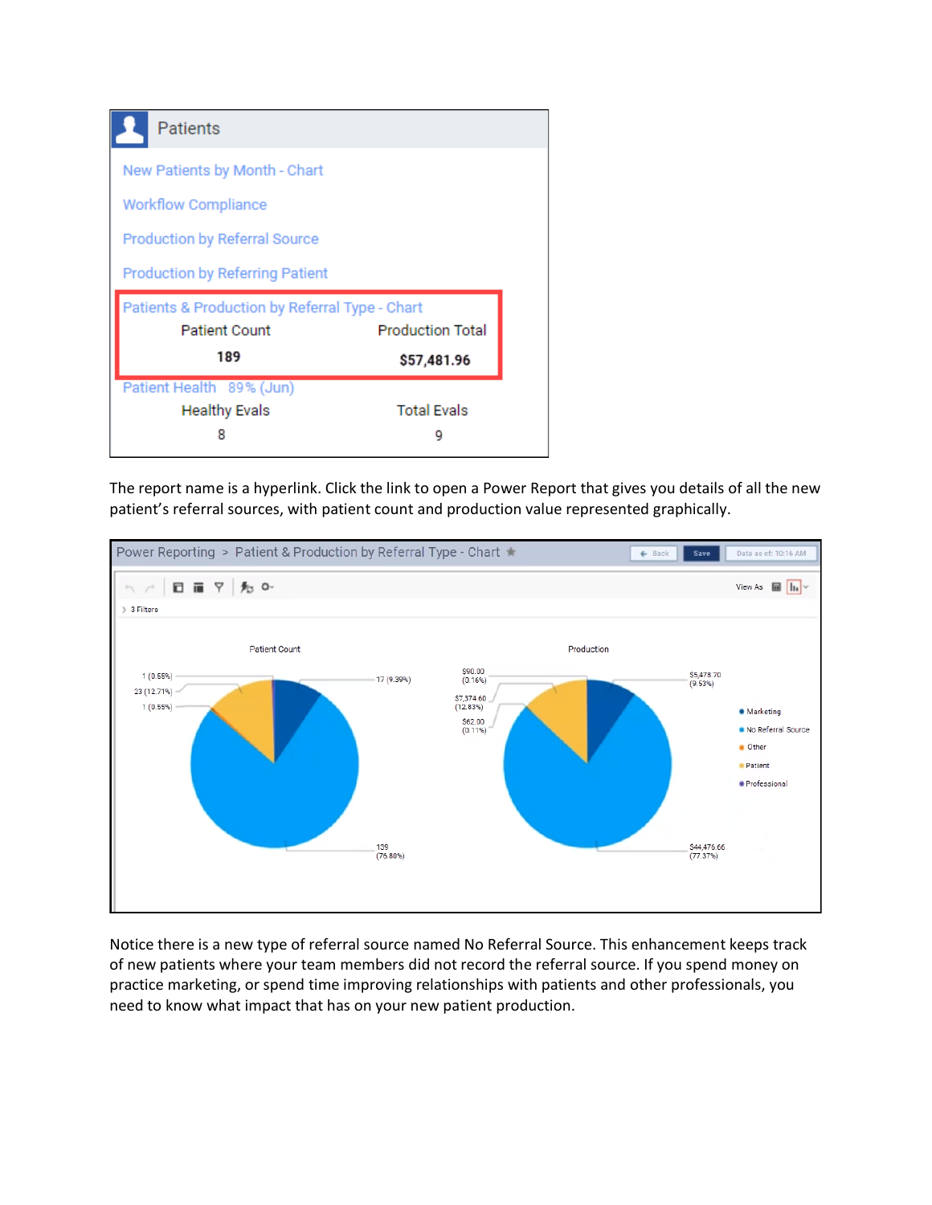Patients

New Patients by Month - Chart

Workflow Compliance

Production by Referral Source

Production by Referring Patient

Patients & Production by Referral Type - Chart

| Patient Count | Production Total |
|---|---|
| 189 | $57,481.96 |

Patient Health 89% (Jun)

| Healthy Evals | Total Evals |
|---|---|
| 8 | 9 |

The report name is a hyperlink. Click the link to open a Power Report that gives you details of all the new patient's referral sources, with patient count and production value represented graphically.

Power Reporting > Patient & Production by Referral Type - Chart

Patient Count: 1 (0.55%), 23 (12.71%), 1 (0.55%), 17 (9.39%), 139 (76.80%)

Production: $90.00 (0.16%), $7,374.60 (12.83%), $62.00 (0.11%), $5,478.70 (9.53%), $44,476.66 (77.37%)

Legend: Marketing, No Referral Source, Other, Patient, Professional

Notice there is a new type of referral source named No Referral Source. This enhancement keeps track of new patients where your team members did not record the referral source. If you spend money on practice marketing, or spend time improving relationships with patients and other professionals, you need to know what impact that has on your new patient production.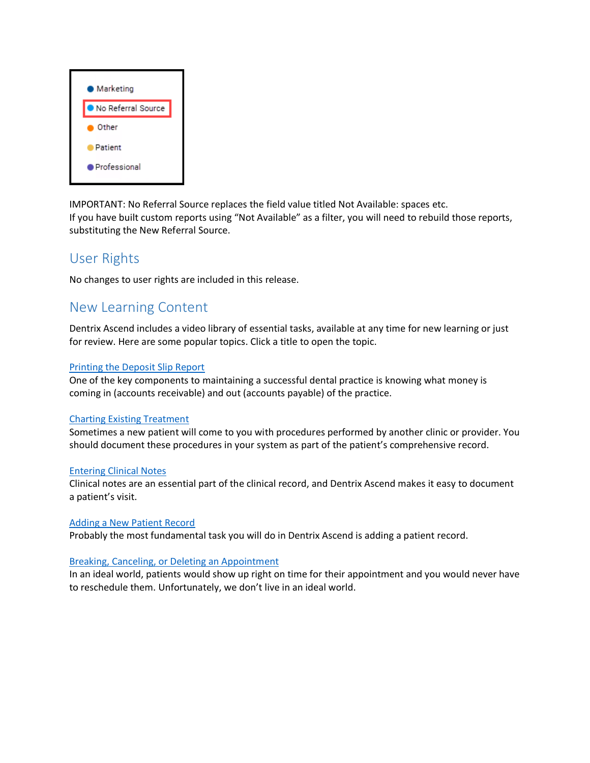Marketing
No Referral Source
Other
Patient
Professional

IMPORTANT: No Referral Source replaces the field value titled Not Available: spaces etc.
If you have built custom reports using "Not Available" as a filter, you will need to rebuild those reports, substituting the New Referral Source.

## User Rights

No changes to user rights are included in this release.

## New Learning Content

Dentrix Ascend includes a video library of essential tasks, available at any time for new learning or just for review. Here are some popular topics. Click a title to open the topic.

Printing the Deposit Slip Report
One of the key components to maintaining a successful dental practice is knowing what money is coming in (accounts receivable) and out (accounts payable) of the practice.

Charting Existing Treatment
Sometimes a new patient will come to you with procedures performed by another clinic or provider. You should document these procedures in your system as part of the patient's comprehensive record.

Entering Clinical Notes
Clinical notes are an essential part of the clinical record, and Dentrix Ascend makes it easy to document a patient's visit.

Adding a New Patient Record
Probably the most fundamental task you will do in Dentrix Ascend is adding a patient record.

Breaking, Canceling, or Deleting an Appointment
In an ideal world, patients would show up right on time for their appointment and you would never have to reschedule them. Unfortunately, we don't live in an ideal world.